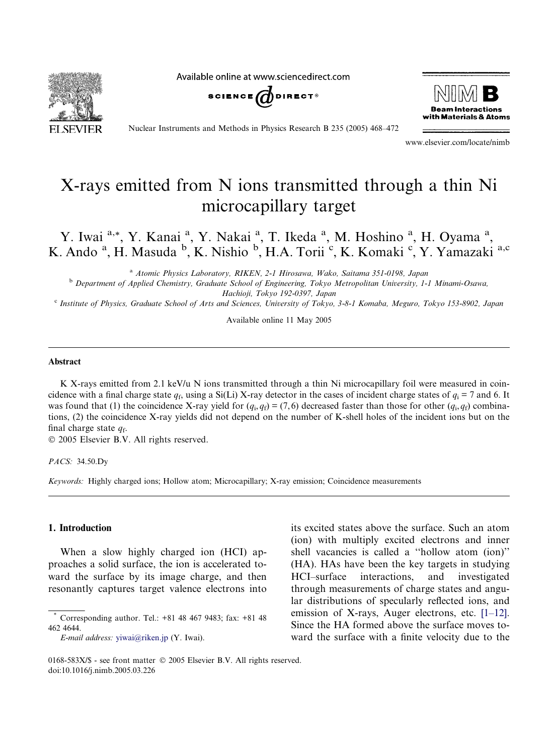# X-rays emitted from N ions transmitted through a thin Ni microcapillary target

Y. Iwai [a,*], Y. Kanai [a], Y. Nakai [a], T. Ikeda [a], M. Hoshino [a], H. Oyama [a], K. Ando [a], H. Masuda [b], K. Nishio [b], H.A. Torii [c], K. Komaki [c], Y. Yamazaki [a,c]

[a] Atomic Physics Laboratory, RIKEN, 2-1 Hirosawa, Wako, Saitama 351-0198, Japan

[b] Department of Applied Chemistry, Graduate School of Engineering, Tokyo Metropolitan University, 1-1 Minami-Osawa, Hachioji, Tokyo 192-0397, Japan

[c] Institute of Physics, Graduate School of Arts and Sciences, University of Tokyo, 3-8-1 Komaba, Meguro, Tokyo 153-8902, Japan

Available online 11 May 2005

## Abstract

K X-rays emitted from 2.1 keV/u N ions transmitted through a thin Ni microcapillary foil were measured in coincidence with a final charge state $q_f$, using a Si(Li) X-ray detector in the cases of incident charge states of $q_i = 7$ and 6. It was found that (1) the coincidence X-ray yield for $(q_i, q_f) = (7, 6)$ decreased faster than those for other $(q_i, q_f)$ combinations, (2) the coincidence X-ray yields did not depend on the number of K-shell holes of the incident ions but on the final charge state $q_f$.

© 2005 Elsevier B.V. All rights reserved.

*PACS:* 34.50.Dy

*Keywords:* Highly charged ions; Hollow atom; Microcapillary; X-ray emission; Coincidence measurements

## 1. Introduction

When a slow highly charged ion (HCI) approaches a solid surface, the ion is accelerated toward the surface by its image charge, and then resonantly captures target valence electrons into its excited states above the surface. Such an atom (ion) with multiply excited electrons and inner shell vacancies is called a "hollow atom (ion)" (HA). HAs have been the key targets in studying HCI–surface interactions, and investigated through measurements of charge states and angular distributions of specularly reflected ions, and emission of X-rays, Auger electrons, etc. [1–12]. Since the HA formed above the surface moves toward the surface with a finite velocity due to the

* Corresponding author. Tel.: +81 48 467 9483; fax: +81 48 462 4644.

*E-mail address:* yiwai@riken.jp (Y. Iwai).

0168-583X/$ - see front matter © 2005 Elsevier B.V. All rights reserved.
doi:10.1016/j.nimb.2005.03.226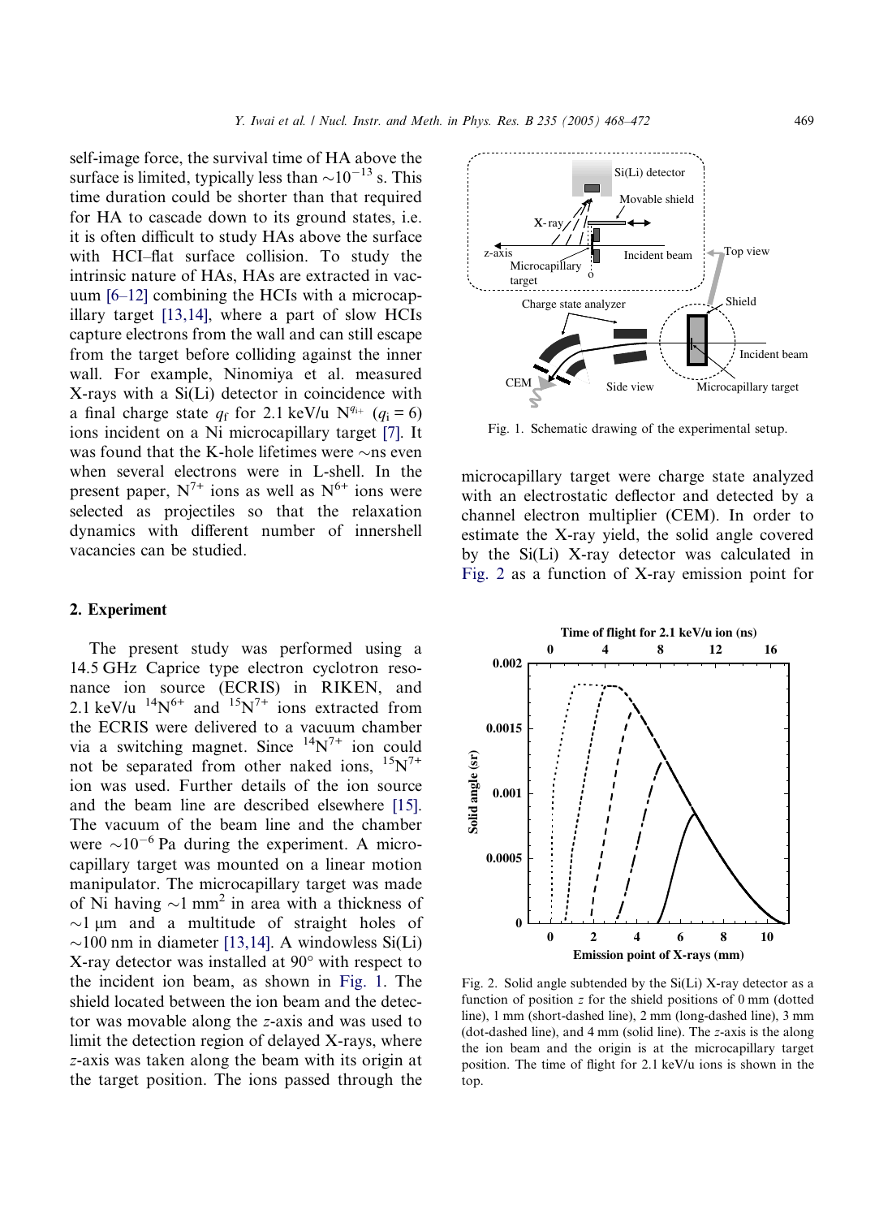self-image force, the survival time of HA above the surface is limited, typically less than $\sim 10^{-13}$ s. This time duration could be shorter than that required for HA to cascade down to its ground states, i.e. it is often difficult to study HAs above the surface with HCI–flat surface collision. To study the intrinsic nature of HAs, HAs are extracted in vacuum [6–12] combining the HCIs with a microcapillary target [13,14], where a part of slow HCIs capture electrons from the wall and can still escape from the target before colliding against the inner wall. For example, Ninomiya et al. measured X-rays with a Si(Li) detector in coincidence with a final charge state $q_f$ for 2.1 keV/u $N^{q_i+}$ ($q_i = 6$) ions incident on a Ni microcapillary target [7]. It was found that the K-hole lifetimes were ∼ns even when several electrons were in L-shell. In the present paper, $N^{7+}$ ions as well as $N^{6+}$ ions were selected as projectiles so that the relaxation dynamics with different number of innershell vacancies can be studied.

## 2. Experiment

The present study was performed using a 14.5 GHz Caprice type electron cyclotron resonance ion source (ECRIS) in RIKEN, and 2.1 keV/u $^{14}N^{6+}$ and $^{15}N^{7+}$ ions extracted from the ECRIS were delivered to a vacuum chamber via a switching magnet. Since $^{14}N^{7+}$ ion could not be separated from other naked ions, $^{15}N^{7+}$ ion was used. Further details of the ion source and the beam line are described elsewhere [15]. The vacuum of the beam line and the chamber were $\sim 10^{-6}$ Pa during the experiment. A microcapillary target was mounted on a linear motion manipulator. The microcapillary target was made of Ni having $\sim 1$ mm$^2$ in area with a thickness of ∼1 μm and a multitude of straight holes of ∼100 nm in diameter [13,14]. A windowless Si(Li) X-ray detector was installed at 90° with respect to the incident ion beam, as shown in Fig. 1. The shield located between the ion beam and the detector was movable along the $z$-axis and was used to limit the detection region of delayed X-rays, where $z$-axis was taken along the beam with its origin at the target position. The ions passed through the microcapillary target were charge state analyzed with an electrostatic deflector and detected by a channel electron multiplier (CEM). In order to estimate the X-ray yield, the solid angle covered by the Si(Li) X-ray detector was calculated in Fig. 2 as a function of X-ray emission point for

Fig. 1. Schematic drawing of the experimental setup.

Fig. 2. Solid angle subtended by the Si(Li) X-ray detector as a function of position $z$ for the shield positions of 0 mm (dotted line), 1 mm (short-dashed line), 2 mm (long-dashed line), 3 mm (dot-dashed line), and 4 mm (solid line). The $z$-axis is the along the ion beam and the origin is at the microcapillary target position. The time of flight for 2.1 keV/u ions is shown in the top.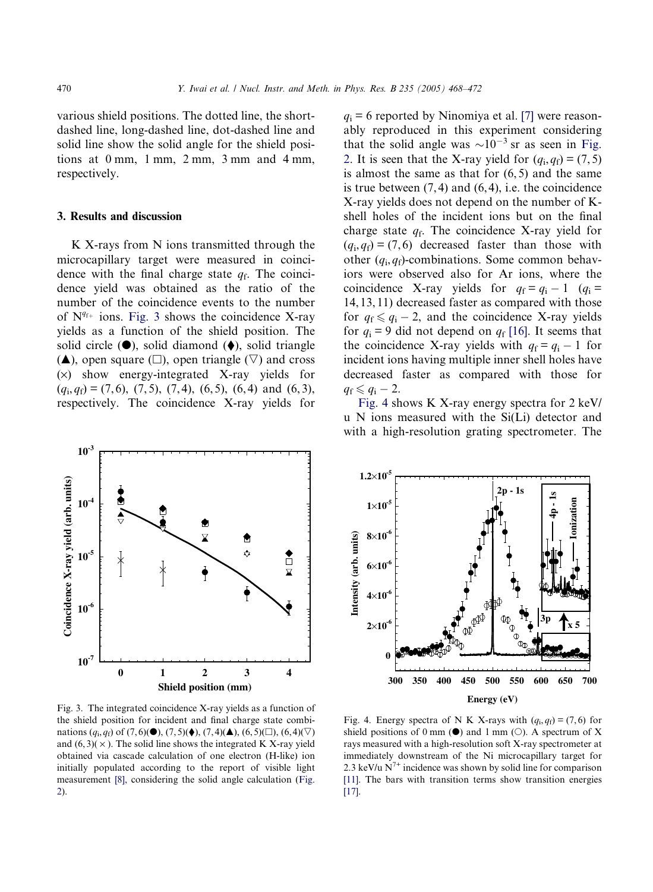various shield positions. The dotted line, the short-dashed line, long-dashed line, dot-dashed line and solid line show the solid angle for the shield positions at 0 mm, 1 mm, 2 mm, 3 mm and 4 mm, respectively.

### 3. Results and discussion

K X-rays from N ions transmitted through the microcapillary target were measured in coincidence with the final charge state $q_f$. The coincidence yield was obtained as the ratio of the number of the coincidence events to the number of $N^{q_f+}$ ions. Fig. 3 shows the coincidence X-ray yields as a function of the shield position. The solid circle (●), solid diamond (◆), solid triangle (▲), open square (□), open triangle (▽) and cross (×) show energy-integrated X-ray yields for $(q_i, q_f) = (7, 6)$, $(7, 5)$, $(7, 4)$, $(6, 5)$, $(6, 4)$ and $(6, 3)$, respectively. The coincidence X-ray yields for $q_i = 6$ reported by Ninomiya et al. [7] were reasonably reproduced in this experiment considering that the solid angle was $\sim 10^{-3}$ sr as seen in Fig. 2. It is seen that the X-ray yield for $(q_i, q_f) = (7, 5)$ is almost the same as that for $(6, 5)$ and the same is true between $(7, 4)$ and $(6, 4)$, i.e. the coincidence X-ray yields does not depend on the number of K-shell holes of the incident ions but on the final charge state $q_f$. The coincidence X-ray yield for $(q_i, q_f) = (7, 6)$ decreased faster than those with other $(q_i, q_f)$-combinations. Some common behaviors were observed also for Ar ions, where the coincidence X-ray yields for $q_f = q_i - 1$ ($q_i =$ 14, 13, 11) decreased faster as compared with those for $q_f \leqslant q_i - 2$, and the coincidence X-ray yields for $q_i = 9$ did not depend on $q_f$ [16]. It seems that the coincidence X-ray yields with $q_f = q_i - 1$ for incident ions having multiple inner shell holes have decreased faster as compared with those for $q_f \leqslant q_i - 2$.

Fig. 4 shows K X-ray energy spectra for 2 keV/u N ions measured with the Si(Li) detector and with a high-resolution grating spectrometer. The

Fig. 3. The integrated coincidence X-ray yields as a function of the shield position for incident and final charge state combinations $(q_i, q_f)$ of $(7, 6)$(●), $(7, 5)$(◆), $(7, 4)$(▲), $(6, 5)$(□), $(6, 4)$(▽) and $(6, 3)$(×). The solid line shows the integrated K X-ray yield obtained via cascade calculation of one electron (H-like) ion initially populated according to the report of visible light measurement [8], considering the solid angle calculation (Fig. 2).

Fig. 4. Energy spectra of N K X-rays with $(q_i, q_f) = (7, 6)$ for shield positions of 0 mm (●) and 1 mm (○). A spectrum of X rays measured with a high-resolution soft X-ray spectrometer at immediately downstream of the Ni microcapillary target for 2.3 keV/u $N^{7+}$ incidence was shown by solid line for comparison [11]. The bars with transition terms show transition energies [17].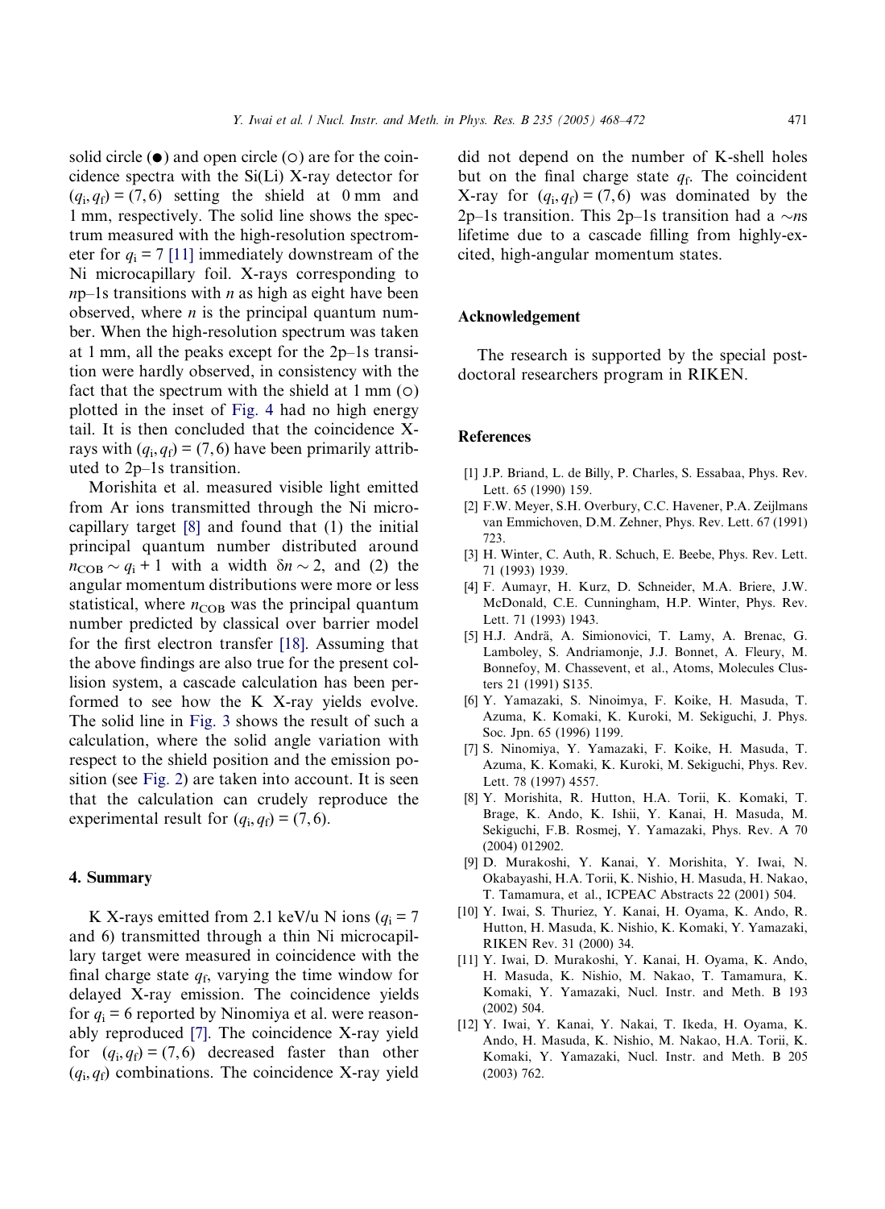solid circle (●) and open circle (○) are for the coincidence spectra with the Si(Li) X-ray detector for $(q_i, q_f) = (7, 6)$ setting the shield at 0 mm and 1 mm, respectively. The solid line shows the spectrum measured with the high-resolution spectrometer for $q_i = 7$ [11] immediately downstream of the Ni microcapillary foil. X-rays corresponding to $n$p–1s transitions with $n$ as high as eight have been observed, where $n$ is the principal quantum number. When the high-resolution spectrum was taken at 1 mm, all the peaks except for the 2p–1s transition were hardly observed, in consistency with the fact that the spectrum with the shield at 1 mm (○) plotted in the inset of Fig. 4 had no high energy tail. It is then concluded that the coincidence X-rays with $(q_i, q_f) = (7, 6)$ have been primarily attributed to 2p–1s transition.

Morishita et al. measured visible light emitted from Ar ions transmitted through the Ni microcapillary target [8] and found that (1) the initial principal quantum number distributed around $n_{COB} \sim q_i + 1$ with a width $\delta n \sim 2$, and (2) the angular momentum distributions were more or less statistical, where $n_{COB}$ was the principal quantum number predicted by classical over barrier model for the first electron transfer [18]. Assuming that the above findings are also true for the present collision system, a cascade calculation has been performed to see how the K X-ray yields evolve. The solid line in Fig. 3 shows the result of such a calculation, where the solid angle variation with respect to the shield position and the emission position (see Fig. 2) are taken into account. It is seen that the calculation can crudely reproduce the experimental result for $(q_i, q_f) = (7, 6)$.

## 4. Summary

K X-rays emitted from 2.1 keV/u N ions ($q_i = 7$ and 6) transmitted through a thin Ni microcapillary target were measured in coincidence with the final charge state $q_f$, varying the time window for delayed X-ray emission. The coincidence yields for $q_i = 6$ reported by Ninomiya et al. were reasonably reproduced [7]. The coincidence X-ray yield for $(q_i, q_f) = (7, 6)$ decreased faster than other $(q_i, q_f)$ combinations. The coincidence X-ray yield did not depend on the number of K-shell holes but on the final charge state $q_f$. The coincident X-ray for $(q_i, q_f) = (7, 6)$ was dominated by the 2p–1s transition. This 2p–1s transition had a $\sim$ns lifetime due to a cascade filling from highly-excited, high-angular momentum states.

## Acknowledgement

The research is supported by the special postdoctoral researchers program in RIKEN.

## References

[1] J.P. Briand, L. de Billy, P. Charles, S. Essabaa, Phys. Rev. Lett. 65 (1990) 159.

[2] F.W. Meyer, S.H. Overbury, C.C. Havener, P.A. Zeijlmans van Emmichoven, D.M. Zehner, Phys. Rev. Lett. 67 (1991) 723.

[3] H. Winter, C. Auth, R. Schuch, E. Beebe, Phys. Rev. Lett. 71 (1993) 1939.

[4] F. Aumayr, H. Kurz, D. Schneider, M.A. Briere, J.W. McDonald, C.E. Cunningham, H.P. Winter, Phys. Rev. Lett. 71 (1993) 1943.

[5] H.J. Andrä, A. Simionovici, T. Lamy, A. Brenac, G. Lamboley, S. Andriamonje, J.J. Bonnet, A. Fleury, M. Bonnefoy, M. Chassevent, et al., Atoms, Molecules Clusters 21 (1991) S135.

[6] Y. Yamazaki, S. Ninoimya, F. Koike, H. Masuda, T. Azuma, K. Komaki, K. Kuroki, M. Sekiguchi, J. Phys. Soc. Jpn. 65 (1996) 1199.

[7] S. Ninomiya, Y. Yamazaki, F. Koike, H. Masuda, T. Azuma, K. Komaki, K. Kuroki, M. Sekiguchi, Phys. Rev. Lett. 78 (1997) 4557.

[8] Y. Morishita, R. Hutton, H.A. Torii, K. Komaki, T. Brage, K. Ando, K. Ishii, Y. Kanai, H. Masuda, M. Sekiguchi, F.B. Rosmej, Y. Yamazaki, Phys. Rev. A 70 (2004) 012902.

[9] D. Murakoshi, Y. Kanai, Y. Morishita, Y. Iwai, N. Okabayashi, H.A. Torii, K. Nishio, H. Masuda, H. Nakao, T. Tamamura, et al., ICPEAC Abstracts 22 (2001) 504.

[10] Y. Iwai, S. Thuriez, Y. Kanai, H. Oyama, K. Ando, R. Hutton, H. Masuda, K. Nishio, K. Komaki, Y. Yamazaki, RIKEN Rev. 31 (2000) 34.

[11] Y. Iwai, D. Murakoshi, Y. Kanai, H. Oyama, K. Ando, H. Masuda, K. Nishio, M. Nakao, T. Tamamura, K. Komaki, Y. Yamazaki, Nucl. Instr. and Meth. B 193 (2002) 504.

[12] Y. Iwai, Y. Kanai, Y. Nakai, T. Ikeda, H. Oyama, K. Ando, H. Masuda, K. Nishio, M. Nakao, H.A. Torii, K. Komaki, Y. Yamazaki, Nucl. Instr. and Meth. B 205 (2003) 762.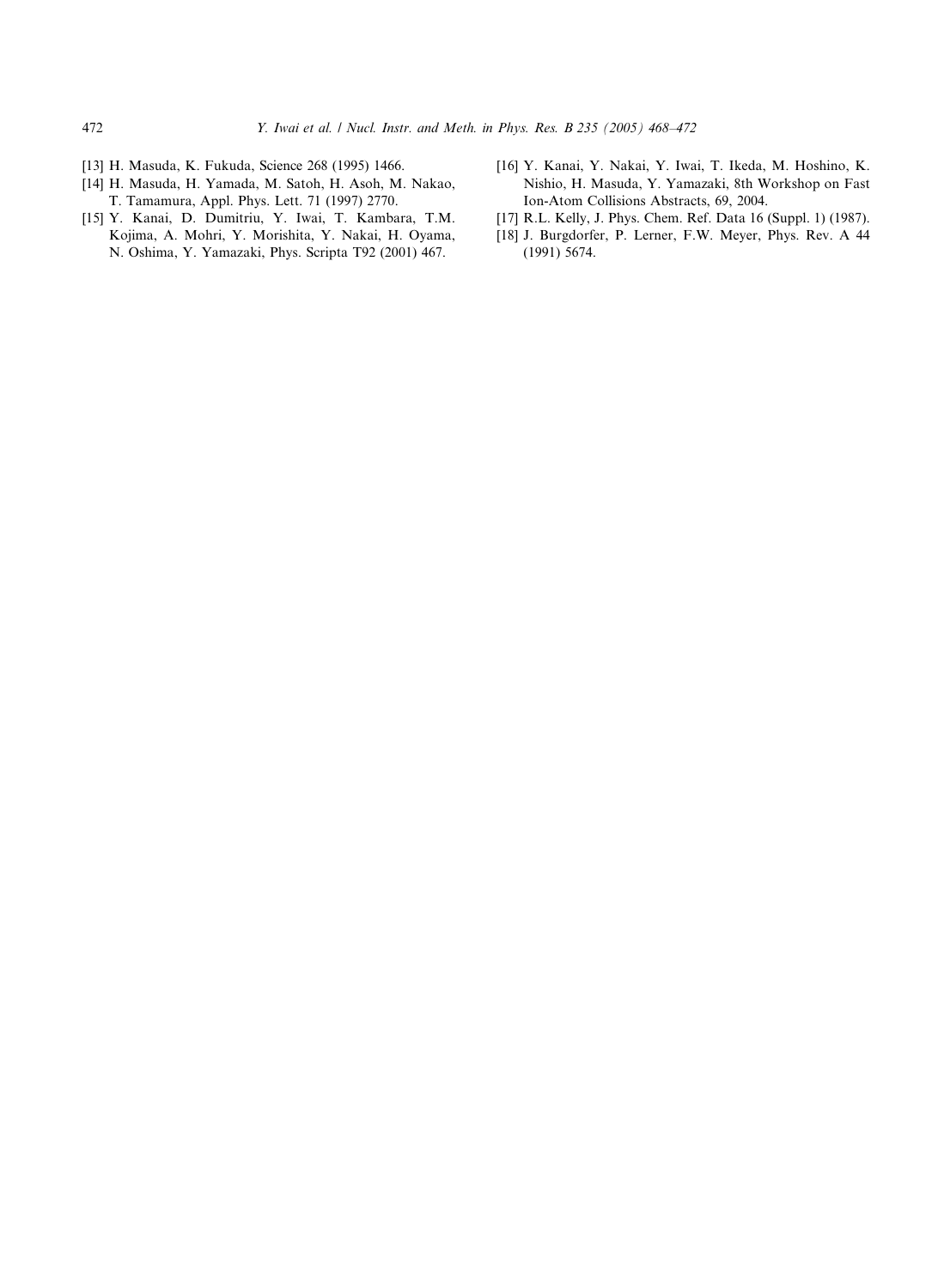[13] H. Masuda, K. Fukuda, Science 268 (1995) 1466.

[14] H. Masuda, H. Yamada, M. Satoh, H. Asoh, M. Nakao, T. Tamamura, Appl. Phys. Lett. 71 (1997) 2770.

[15] Y. Kanai, D. Dumitriu, Y. Iwai, T. Kambara, T.M. Kojima, A. Mohri, Y. Morishita, Y. Nakai, H. Oyama, N. Oshima, Y. Yamazaki, Phys. Scripta T92 (2001) 467.

[16] Y. Kanai, Y. Nakai, Y. Iwai, T. Ikeda, M. Hoshino, K. Nishio, H. Masuda, Y. Yamazaki, 8th Workshop on Fast Ion-Atom Collisions Abstracts, 69, 2004.

[17] R.L. Kelly, J. Phys. Chem. Ref. Data 16 (Suppl. 1) (1987).

[18] J. Burgdorfer, P. Lerner, F.W. Meyer, Phys. Rev. A 44 (1991) 5674.